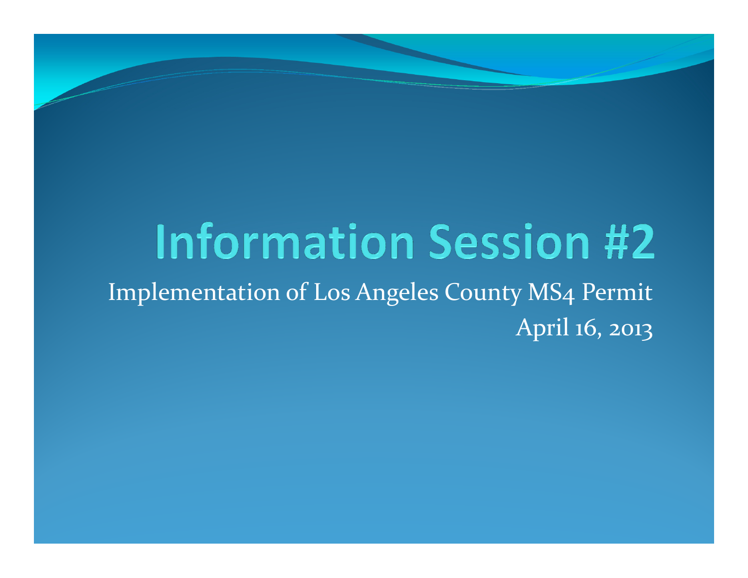# Information Session #2

Implementation of Los Angeles County MS4 Permit

April 16, 2013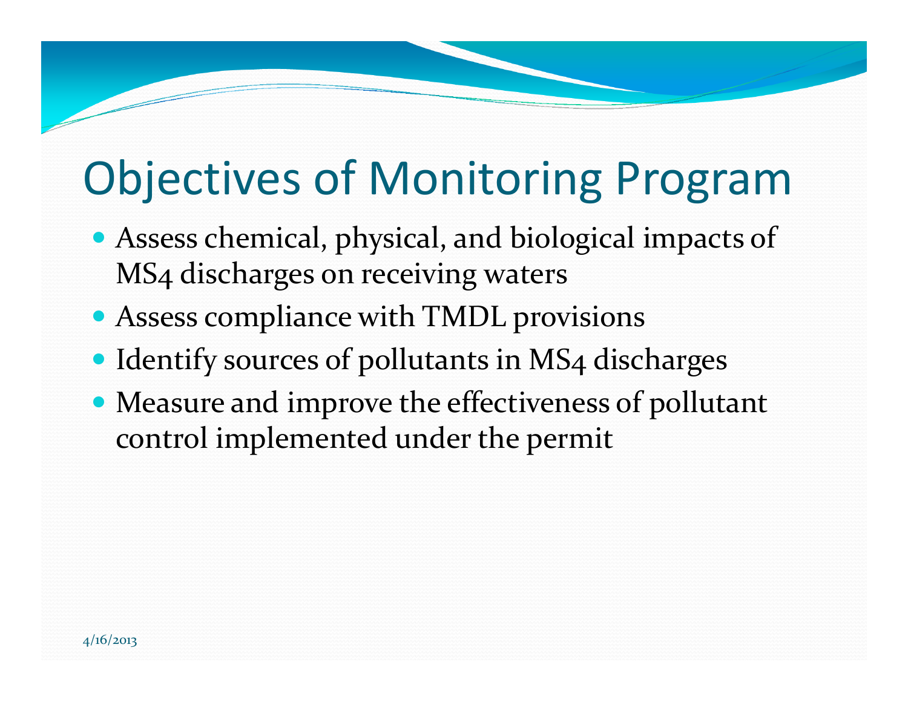# Objectives of Monitoring Program

- Assess chemical, physical, and biological impacts of MS4 discharges on receiving waters
- Assess compliance with TMDL provisions
- Identify sources of pollutants in MS4 discharges
- Measure and improve the effectiveness of pollutant control implemented under the permit

4/16/2013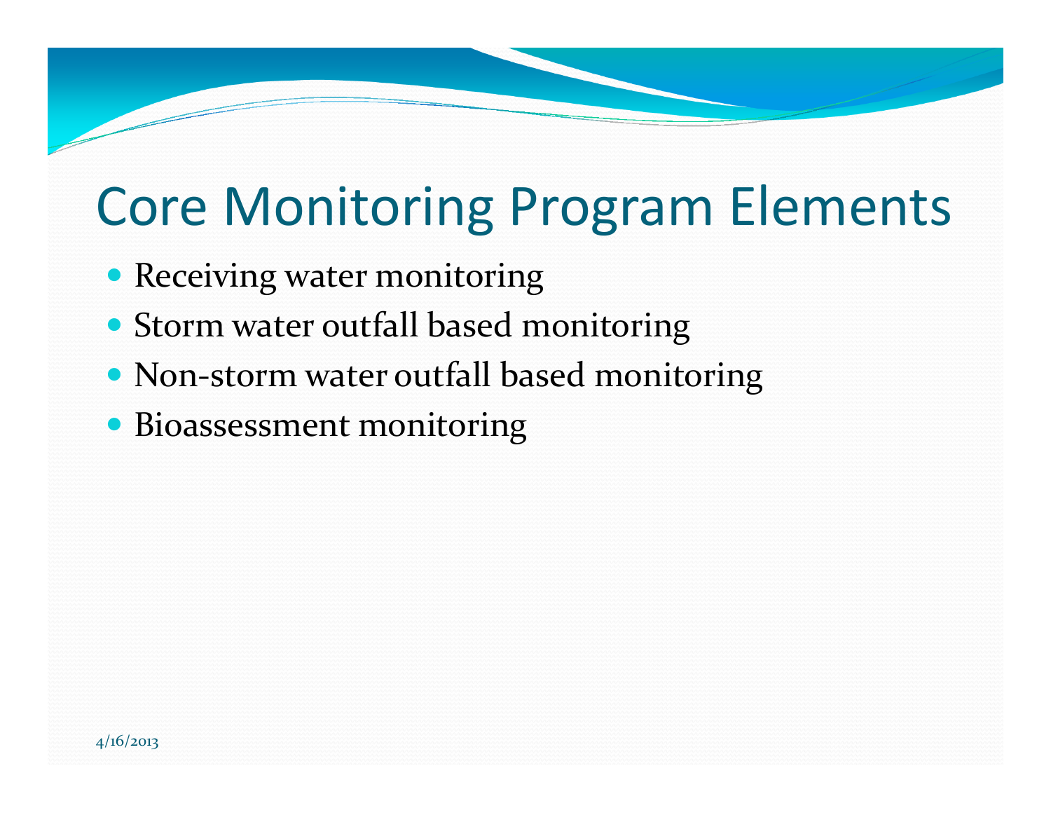# Core Monitoring Program Elements

- Receiving water monitoring
- Storm water outfall based monitoring
- Non-storm water outfall based monitoring
- Bioassessment monitoring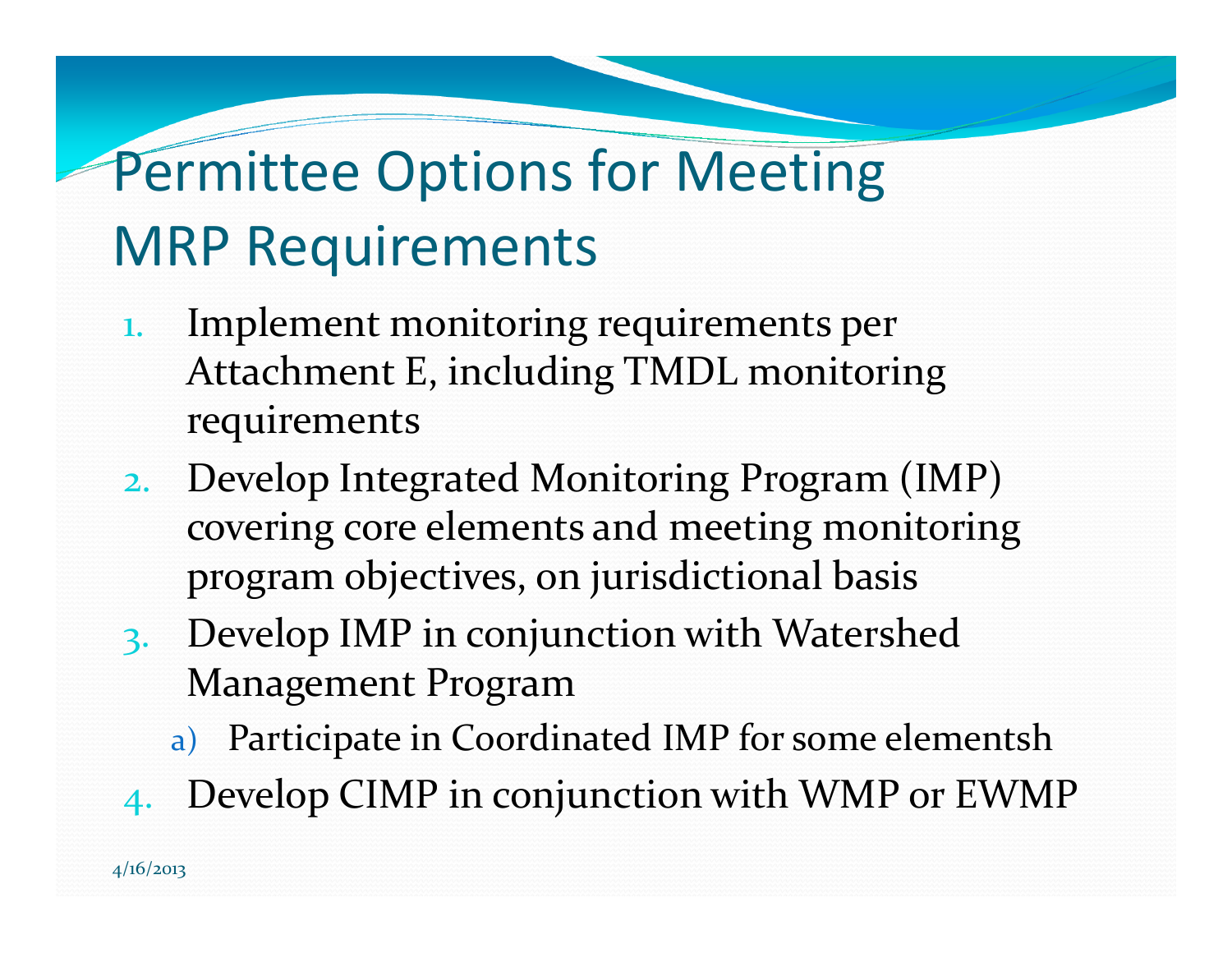# Permittee Options for Meeting MRP Requirements

1. Implement monitoring requirements per Attachment E, including TMDL monitoring requirements
2. Develop Integrated Monitoring Program (IMP) covering core elements and meeting monitoring program objectives, on jurisdictional basis
3. Develop IMP in conjunction with Watershed Management Program
   a) Participate in Coordinated IMP for some elementsh
4. Develop CIMP in conjunction with WMP or EWMP

4/16/2013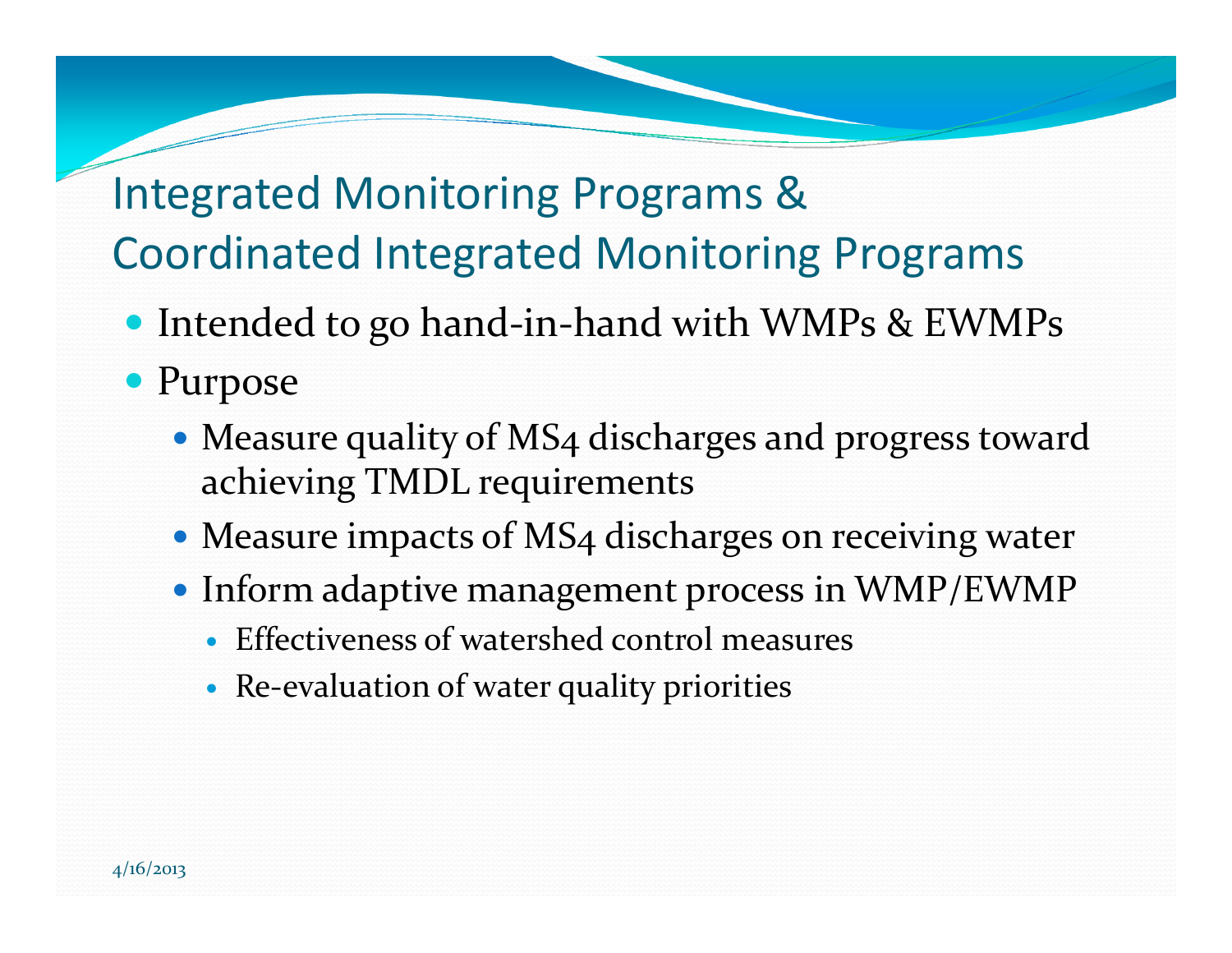# Integrated Monitoring Programs & Coordinated Integrated Monitoring Programs

- Intended to go hand-in-hand with WMPs & EWMPs
- Purpose
  - Measure quality of MS4 discharges and progress toward achieving TMDL requirements
  - Measure impacts of MS4 discharges on receiving water
  - Inform adaptive management process in WMP/EWMP
    - Effectiveness of watershed control measures
    - Re-evaluation of water quality priorities

4/16/2013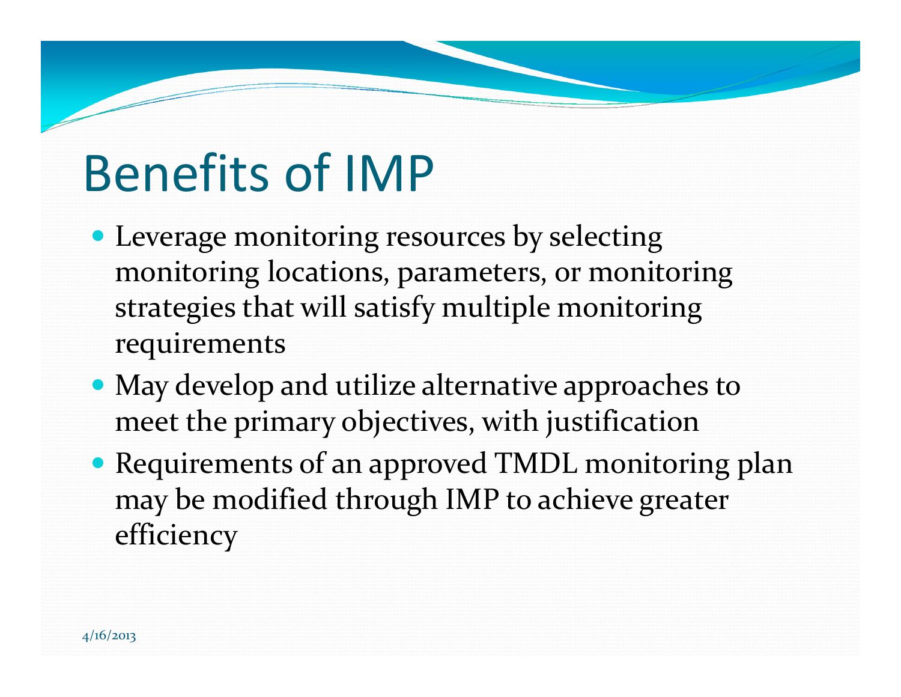# Benefits of IMP

- Leverage monitoring resources by selecting monitoring locations, parameters, or monitoring strategies that will satisfy multiple monitoring requirements
- May develop and utilize alternative approaches to meet the primary objectives, with justification
- Requirements of an approved TMDL monitoring plan may be modified through IMP to achieve greater efficiency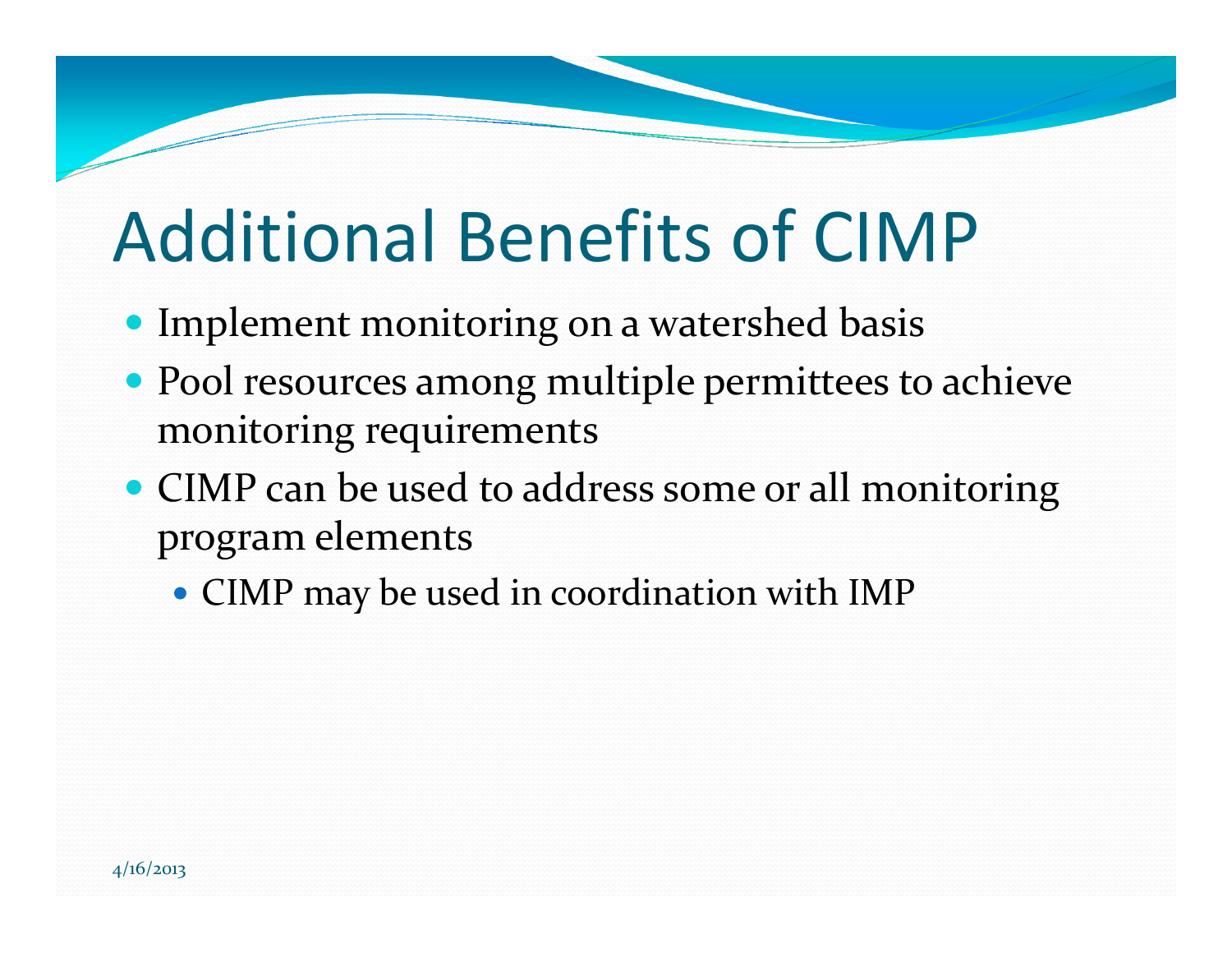# Additional Benefits of CIMP

- Implement monitoring on a watershed basis
- Pool resources among multiple permittees to achieve monitoring requirements
- CIMP can be used to address some or all monitoring program elements
  - CIMP may be used in coordination with IMP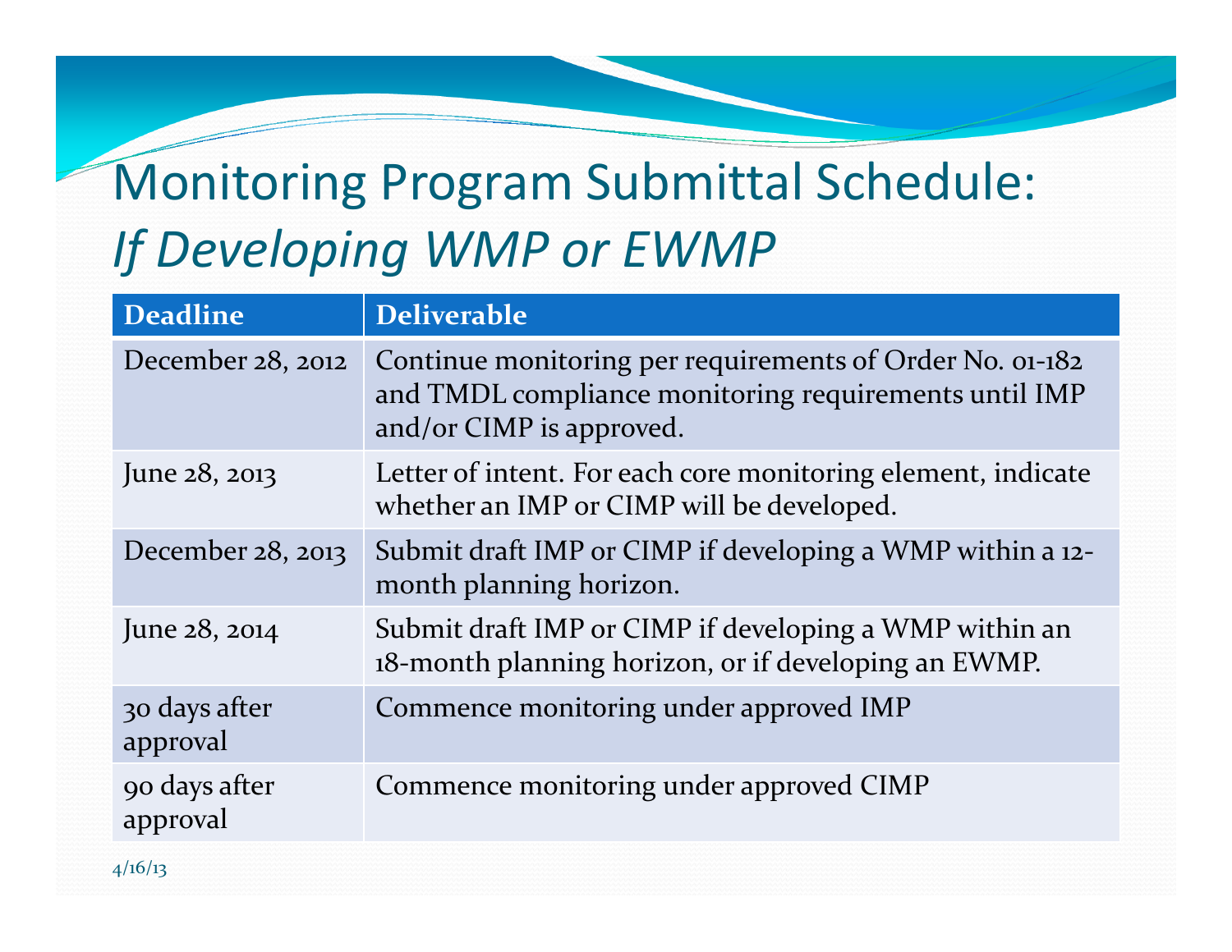# Monitoring Program Submittal Schedule: *If Developing WMP or EWMP*

| Deadline | Deliverable |
|---|---|
| December 28, 2012 | Continue monitoring per requirements of Order No. 01-182 and TMDL compliance monitoring requirements until IMP and/or CIMP is approved. |
| June 28, 2013 | Letter of intent. For each core monitoring element, indicate whether an IMP or CIMP will be developed. |
| December 28, 2013 | Submit draft IMP or CIMP if developing a WMP within a 12-month planning horizon. |
| June 28, 2014 | Submit draft IMP or CIMP if developing a WMP within an 18-month planning horizon, or if developing an EWMP. |
| 30 days after approval | Commence monitoring under approved IMP |
| 90 days after approval | Commence monitoring under approved CIMP |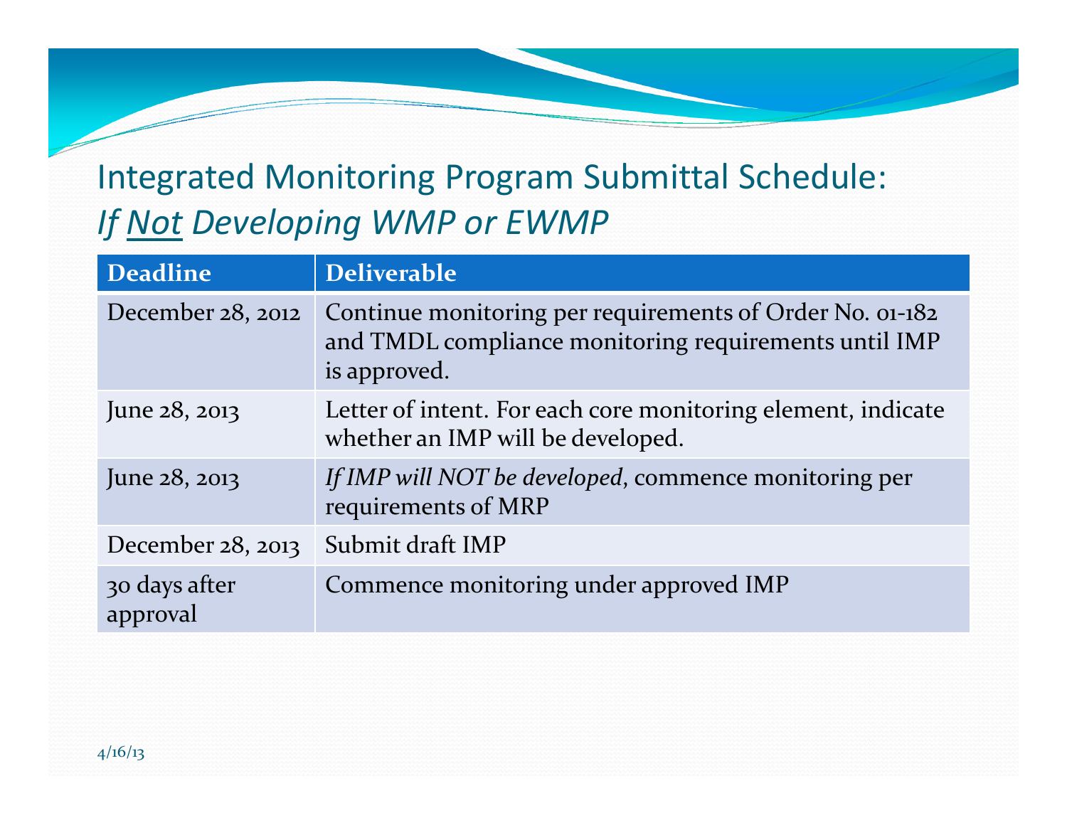## Integrated Monitoring Program Submittal Schedule: *If Not Developing WMP or EWMP*

| Deadline | Deliverable |
|---|---|
| December 28, 2012 | Continue monitoring per requirements of Order No. 01-182 and TMDL compliance monitoring requirements until IMP is approved. |
| June 28, 2013 | Letter of intent. For each core monitoring element, indicate whether an IMP will be developed. |
| June 28, 2013 | *If IMP will NOT be developed*, commence monitoring per requirements of MRP |
| December 28, 2013 | Submit draft IMP |
| 30 days after approval | Commence monitoring under approved IMP |

4/16/13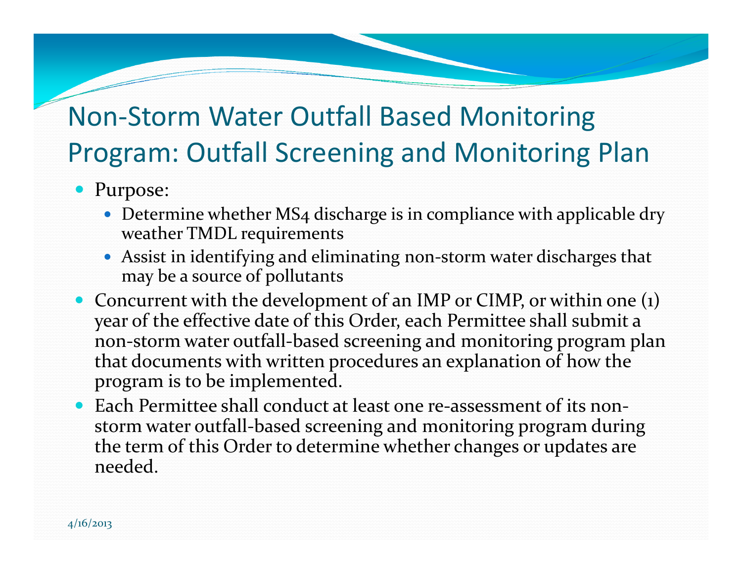# Non-Storm Water Outfall Based Monitoring Program: Outfall Screening and Monitoring Plan

- Purpose:
  - Determine whether MS4 discharge is in compliance with applicable dry weather TMDL requirements
  - Assist in identifying and eliminating non-storm water discharges that may be a source of pollutants
- Concurrent with the development of an IMP or CIMP, or within one (1) year of the effective date of this Order, each Permittee shall submit a non-storm water outfall-based screening and monitoring program plan that documents with written procedures an explanation of how the program is to be implemented.
- Each Permittee shall conduct at least one re-assessment of its non-storm water outfall-based screening and monitoring program during the term of this Order to determine whether changes or updates are needed.

4/16/2013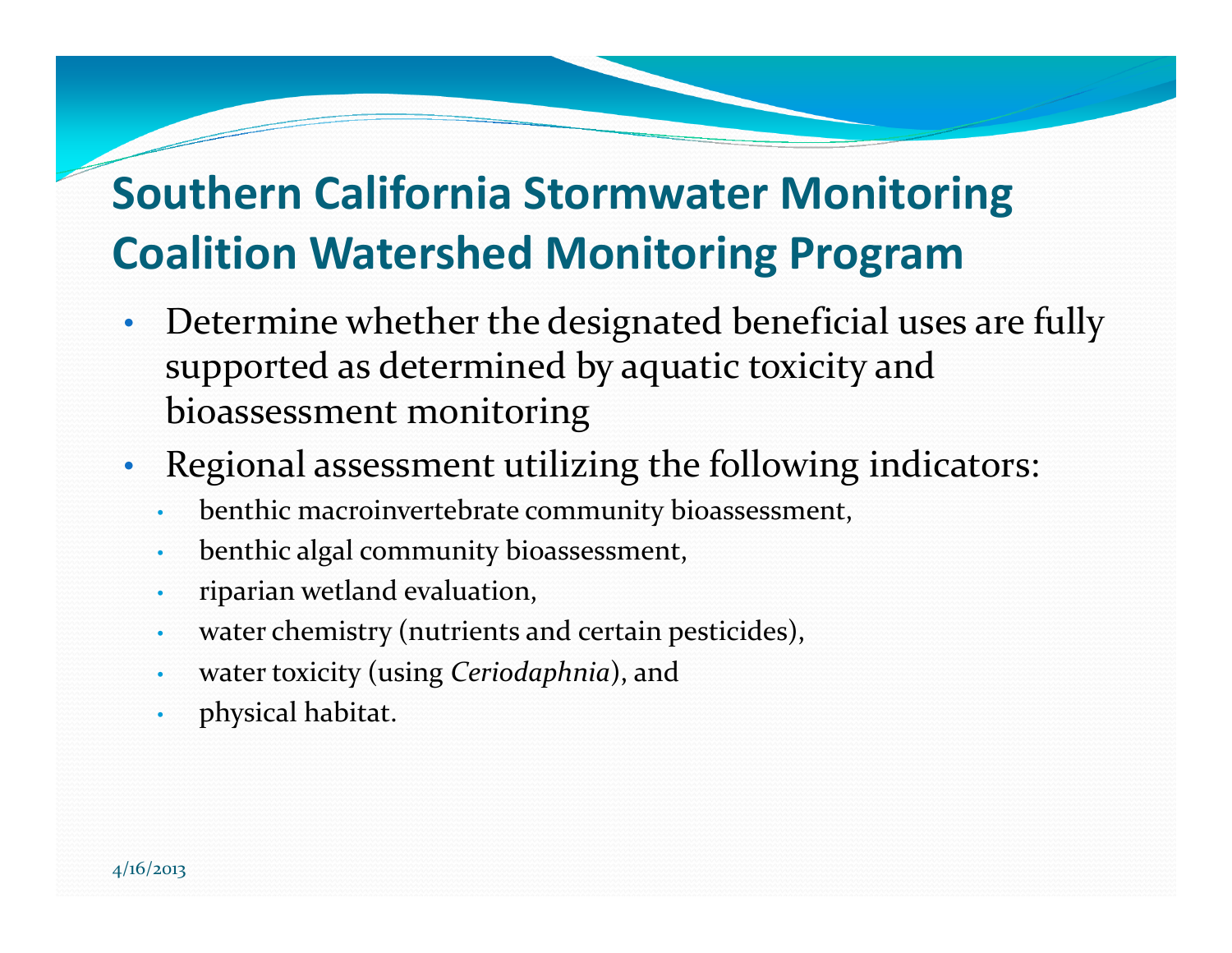# Southern California Stormwater Monitoring Coalition Watershed Monitoring Program

- Determine whether the designated beneficial uses are fully supported as determined by aquatic toxicity and bioassessment monitoring
- Regional assessment utilizing the following indicators:
  - benthic macroinvertebrate community bioassessment,
  - benthic algal community bioassessment,
  - riparian wetland evaluation,
  - water chemistry (nutrients and certain pesticides),
  - water toxicity (using *Ceriodaphnia*), and
  - physical habitat.

4/16/2013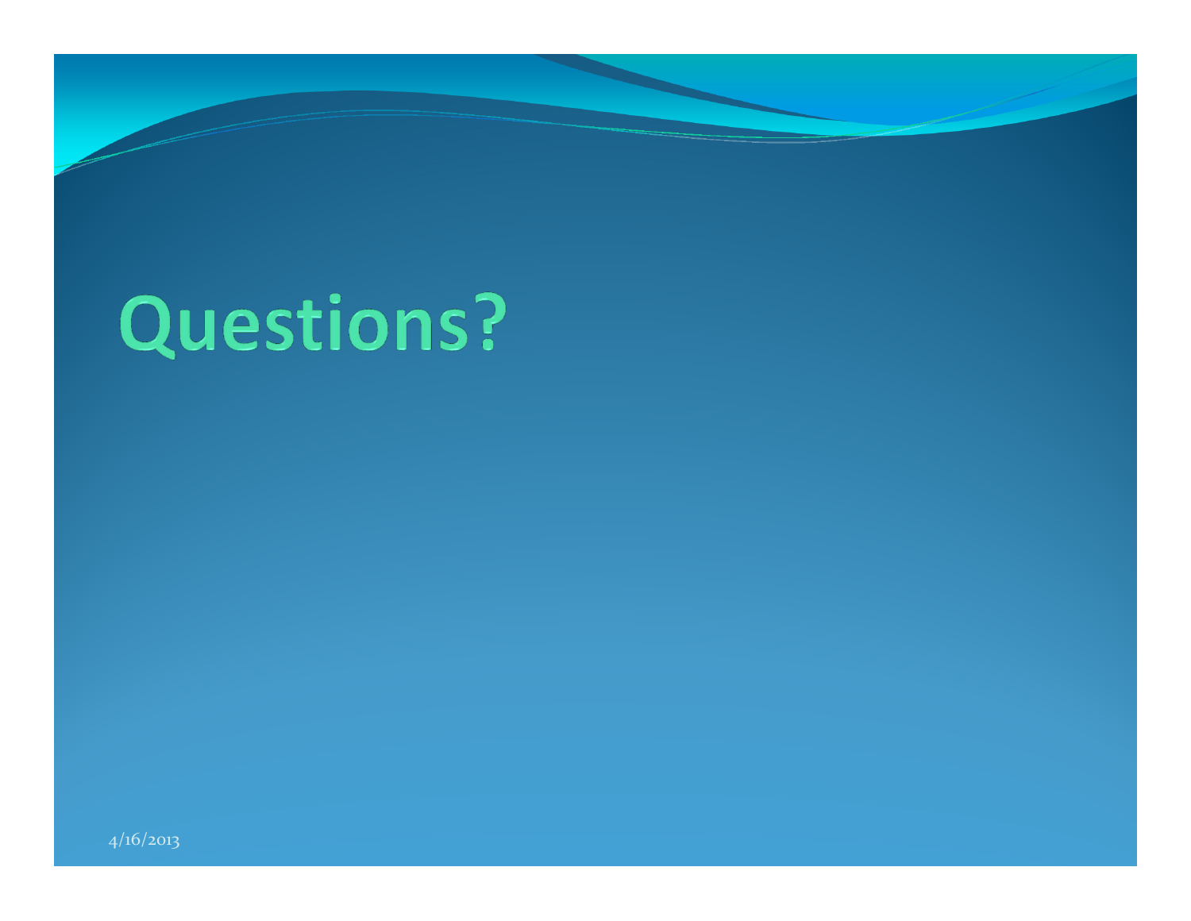# Questions?